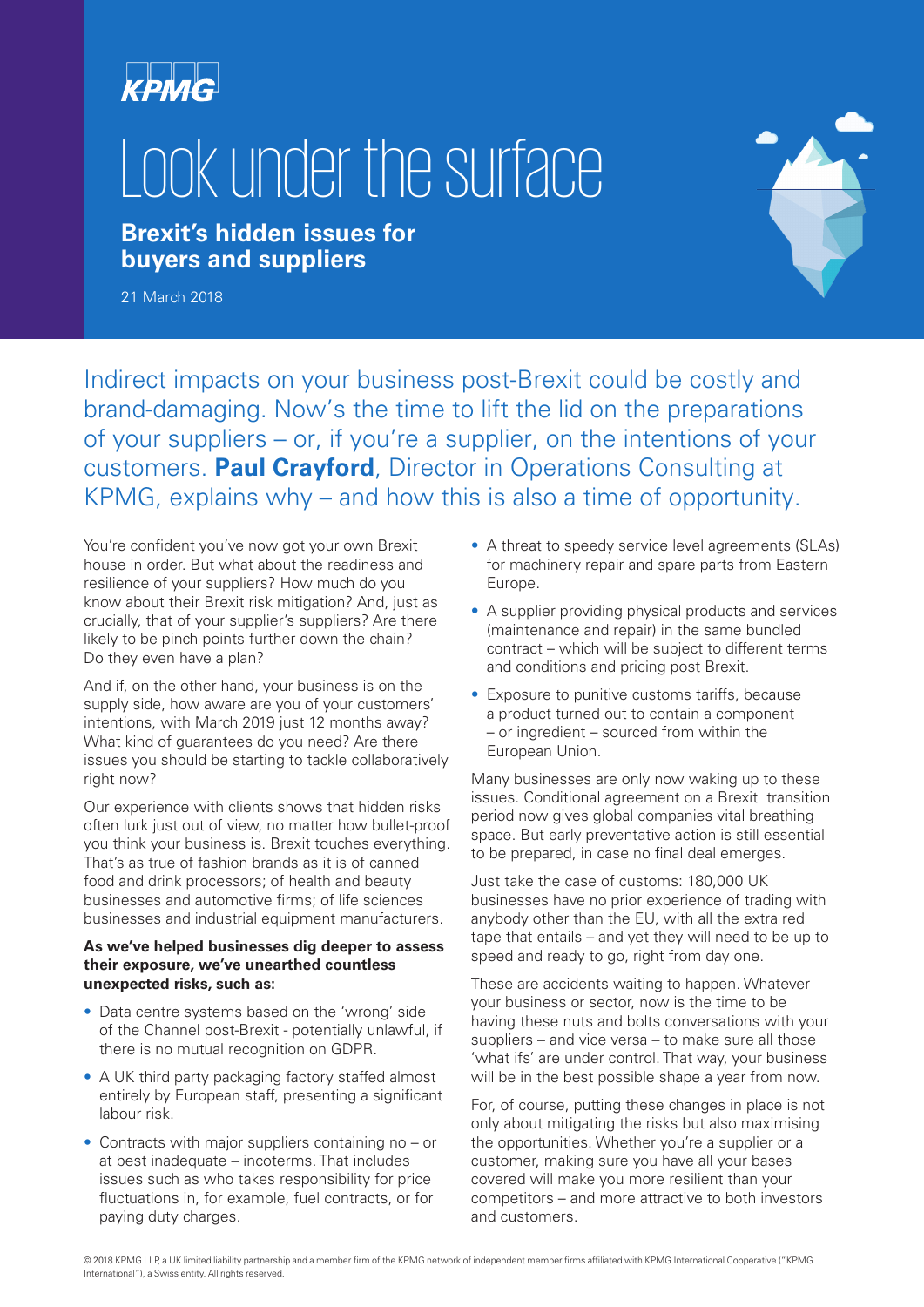KPMG

# Look under the surface

## Brexit's hidden issues for buyers and suppliers

21 March 2018

Indirect impacts on your business post-Brexit could be costly and brand-damaging. Now's the time to lift the lid on the preparations of your suppliers – or, if you're a supplier, on the intentions of your customers. **Paul Crayford**, Director in Operations Consulting at KPMG, explains why – and how this is also a time of opportunity.

You're confident you've now got your own Brexit house in order. But what about the readiness and resilience of your suppliers? How much do you know about their Brexit risk mitigation? And, just as crucially, that of your supplier's suppliers? Are there likely to be pinch points further down the chain? Do they even have a plan?

And if, on the other hand, your business is on the supply side, how aware are you of your customers' intentions, with March 2019 just 12 months away? What kind of guarantees do you need? Are there issues you should be starting to tackle collaboratively right now?

Our experience with clients shows that hidden risks often lurk just out of view, no matter how bullet-proof you think your business is. Brexit touches everything. That's as true of fashion brands as it is of canned food and drink processors; of health and beauty businesses and automotive firms; of life sciences businesses and industrial equipment manufacturers.

**As we've helped businesses dig deeper to assess their exposure, we've unearthed countless unexpected risks, such as:**

- Data centre systems based on the 'wrong' side of the Channel post-Brexit - potentially unlawful, if there is no mutual recognition on GDPR.
- A UK third party packaging factory staffed almost entirely by European staff, presenting a significant labour risk.
- Contracts with major suppliers containing no – or at best inadequate – incoterms. That includes issues such as who takes responsibility for price fluctuations in, for example, fuel contracts, or for paying duty charges.
- A threat to speedy service level agreements (SLAs) for machinery repair and spare parts from Eastern Europe.
- A supplier providing physical products and services (maintenance and repair) in the same bundled contract – which will be subject to different terms and conditions and pricing post Brexit.
- Exposure to punitive customs tariffs, because a product turned out to contain a component – or ingredient – sourced from within the European Union.

Many businesses are only now waking up to these issues. Conditional agreement on a Brexit transition period now gives global companies vital breathing space. But early preventative action is still essential to be prepared, in case no final deal emerges.

Just take the case of customs: 180,000 UK businesses have no prior experience of trading with anybody other than the EU, with all the extra red tape that entails – and yet they will need to be up to speed and ready to go, right from day one.

These are accidents waiting to happen. Whatever your business or sector, now is the time to be having these nuts and bolts conversations with your suppliers – and vice versa – to make sure all those 'what ifs' are under control. That way, your business will be in the best possible shape a year from now.

For, of course, putting these changes in place is not only about mitigating the risks but also maximising the opportunities. Whether you're a supplier or a customer, making sure you have all your bases covered will make you more resilient than your competitors – and more attractive to both investors and customers.

© 2018 KPMG LLP, a UK limited liability partnership and a member firm of the KPMG network of independent member firms affiliated with KPMG International Cooperative ("KPMG International"), a Swiss entity. All rights reserved.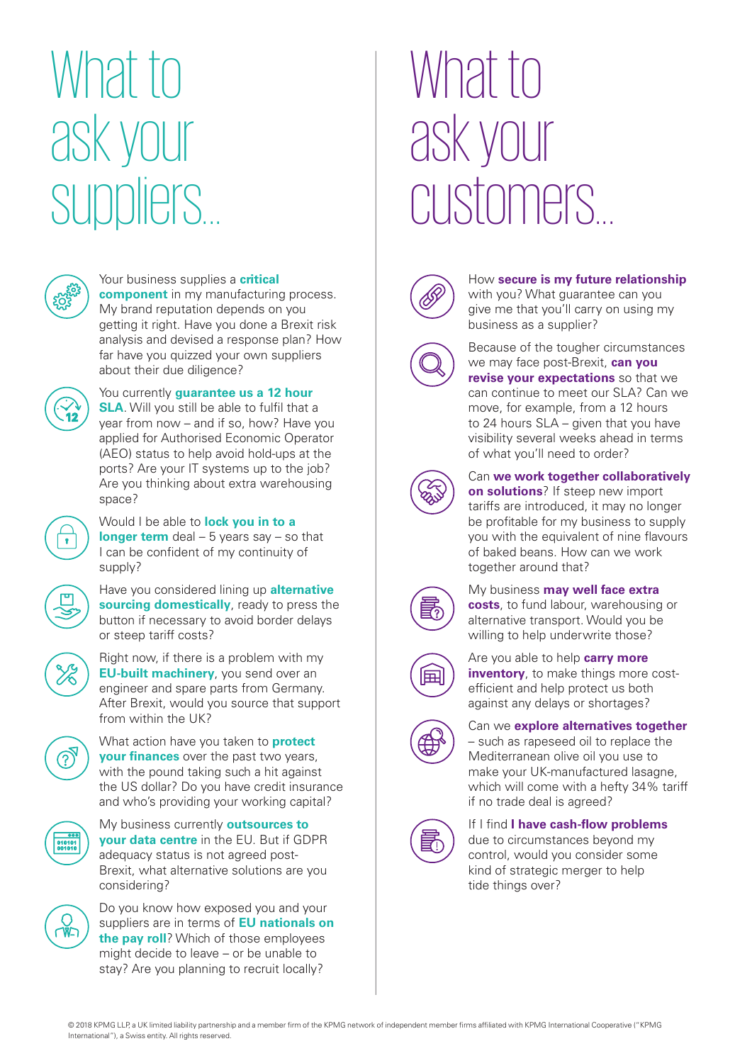# What to ask your suppliers...

Your business supplies a **critical component** in my manufacturing process. My brand reputation depends on you getting it right. Have you done a Brexit risk analysis and devised a response plan? How far have you quizzed your own suppliers about their due diligence?

You currently **guarantee us a 12 hour SLA**. Will you still be able to fulfil that a year from now – and if so, how? Have you applied for Authorised Economic Operator (AEO) status to help avoid hold-ups at the ports? Are your IT systems up to the job? Are you thinking about extra warehousing space?

Would I be able to **lock you in to a longer term** deal – 5 years say – so that I can be confident of my continuity of supply?

Have you considered lining up **alternative sourcing domestically**, ready to press the button if necessary to avoid border delays or steep tariff costs?

Right now, if there is a problem with my **EU-built machinery**, you send over an engineer and spare parts from Germany. After Brexit, would you source that support from within the UK?

What action have you taken to **protect your finances** over the past two years, with the pound taking such a hit against the US dollar? Do you have credit insurance and who's providing your working capital?

My business currently **outsources to your data centre** in the EU. But if GDPR adequacy status is not agreed post-Brexit, what alternative solutions are you considering?

Do you know how exposed you and your suppliers are in terms of **EU nationals on the pay roll**? Which of those employees might decide to leave – or be unable to stay? Are you planning to recruit locally?

# What to ask your customers...

How **secure is my future relationship** with you? What guarantee can you give me that you'll carry on using my business as a supplier?

Because of the tougher circumstances we may face post-Brexit, **can you revise your expectations** so that we can continue to meet our SLA? Can we move, for example, from a 12 hours to 24 hours SLA – given that you have visibility several weeks ahead in terms of what you'll need to order?

Can **we work together collaboratively on solutions**? If steep new import tariffs are introduced, it may no longer be profitable for my business to supply you with the equivalent of nine flavours of baked beans. How can we work together around that?

My business **may well face extra costs**, to fund labour, warehousing or alternative transport. Would you be willing to help underwrite those?

Are you able to help **carry more inventory**, to make things more cost-efficient and help protect us both against any delays or shortages?

Can we **explore alternatives together** – such as rapeseed oil to replace the Mediterranean olive oil you use to make your UK-manufactured lasagne, which will come with a hefty 34% tariff if no trade deal is agreed?

If I find **I have cash-flow problems** due to circumstances beyond my control, would you consider some kind of strategic merger to help tide things over?

© 2018 KPMG LLP, a UK limited liability partnership and a member firm of the KPMG network of independent member firms affiliated with KPMG International Cooperative ("KPMG International"), a Swiss entity. All rights reserved.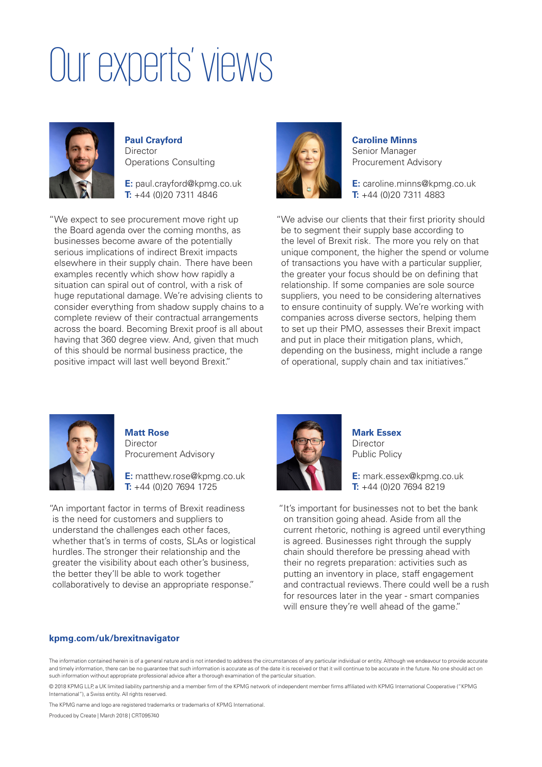# Our experts' views

**Paul Crayford**
Director
Operations Consulting

**E:** paul.crayford@kpmg.co.uk
**T:** +44 (0)20 7311 4846

"We expect to see procurement move right up the Board agenda over the coming months, as businesses become aware of the potentially serious implications of indirect Brexit impacts elsewhere in their supply chain. There have been examples recently which show how rapidly a situation can spiral out of control, with a risk of huge reputational damage. We're advising clients to consider everything from shadow supply chains to a complete review of their contractual arrangements across the board. Becoming Brexit proof is all about having that 360 degree view. And, given that much of this should be normal business practice, the positive impact will last well beyond Brexit."

**Caroline Minns**
Senior Manager
Procurement Advisory

**E:** caroline.minns@kpmg.co.uk
**T:** +44 (0)20 7311 4883

"We advise our clients that their first priority should be to segment their supply base according to the level of Brexit risk. The more you rely on that unique component, the higher the spend or volume of transactions you have with a particular supplier, the greater your focus should be on defining that relationship. If some companies are sole source suppliers, you need to be considering alternatives to ensure continuity of supply. We're working with companies across diverse sectors, helping them to set up their PMO, assesses their Brexit impact and put in place their mitigation plans, which, depending on the business, might include a range of operational, supply chain and tax initiatives."

**Matt Rose**
Director
Procurement Advisory

**E:** matthew.rose@kpmg.co.uk
**T:** +44 (0)20 7694 1725

"An important factor in terms of Brexit readiness is the need for customers and suppliers to understand the challenges each other faces, whether that's in terms of costs, SLAs or logistical hurdles. The stronger their relationship and the greater the visibility about each other's business, the better they'll be able to work together collaboratively to devise an appropriate response."

**Mark Essex**
Director
Public Policy

**E:** mark.essex@kpmg.co.uk
**T:** +44 (0)20 7694 8219

"It's important for businesses not to bet the bank on transition going ahead. Aside from all the current rhetoric, nothing is agreed until everything is agreed. Businesses right through the supply chain should therefore be pressing ahead with their no regrets preparation: activities such as putting an inventory in place, staff engagement and contractual reviews. There could well be a rush for resources later in the year - smart companies will ensure they're well ahead of the game."

**kpmg.com/uk/brexitnavigator**

The information contained herein is of a general nature and is not intended to address the circumstances of any particular individual or entity. Although we endeavour to provide accurate and timely information, there can be no guarantee that such information is accurate as of the date it is received or that it will continue to be accurate in the future. No one should act on such information without appropriate professional advice after a thorough examination of the particular situation.

© 2018 KPMG LLP, a UK limited liability partnership and a member firm of the KPMG network of independent member firms affiliated with KPMG International Cooperative ("KPMG International"), a Swiss entity. All rights reserved.

The KPMG name and logo are registered trademarks or trademarks of KPMG International.

Produced by Create | March 2018 | CRT095740